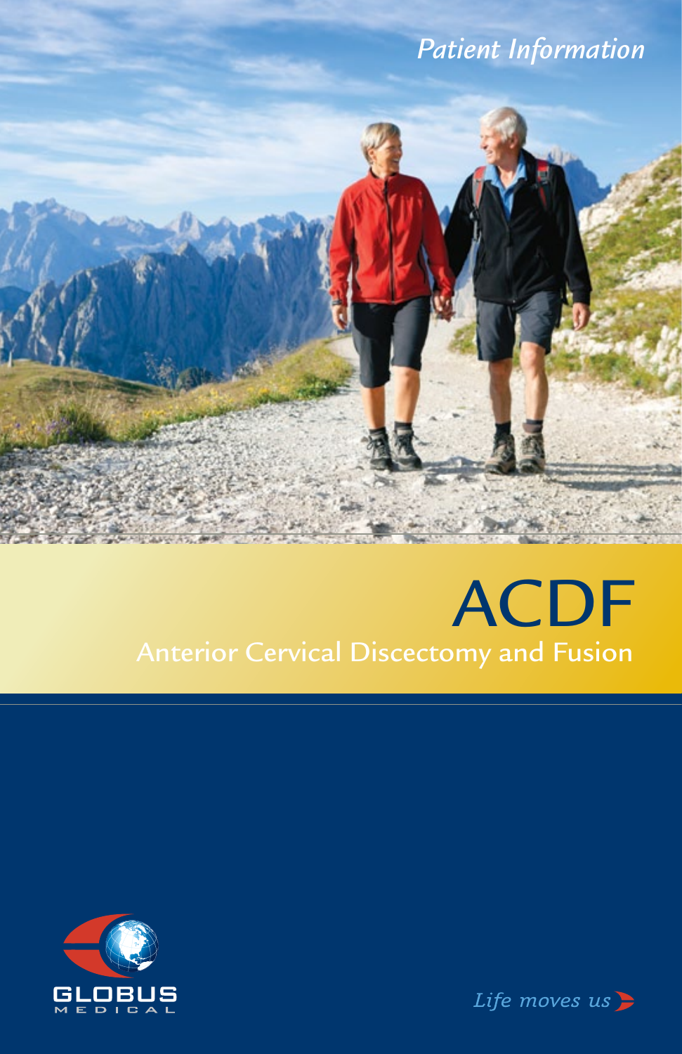*Patient Information*

# ACDF

## Anterior Cervical Discectomy and Fusion

GLOBUS MEDICAL

*Life moves us*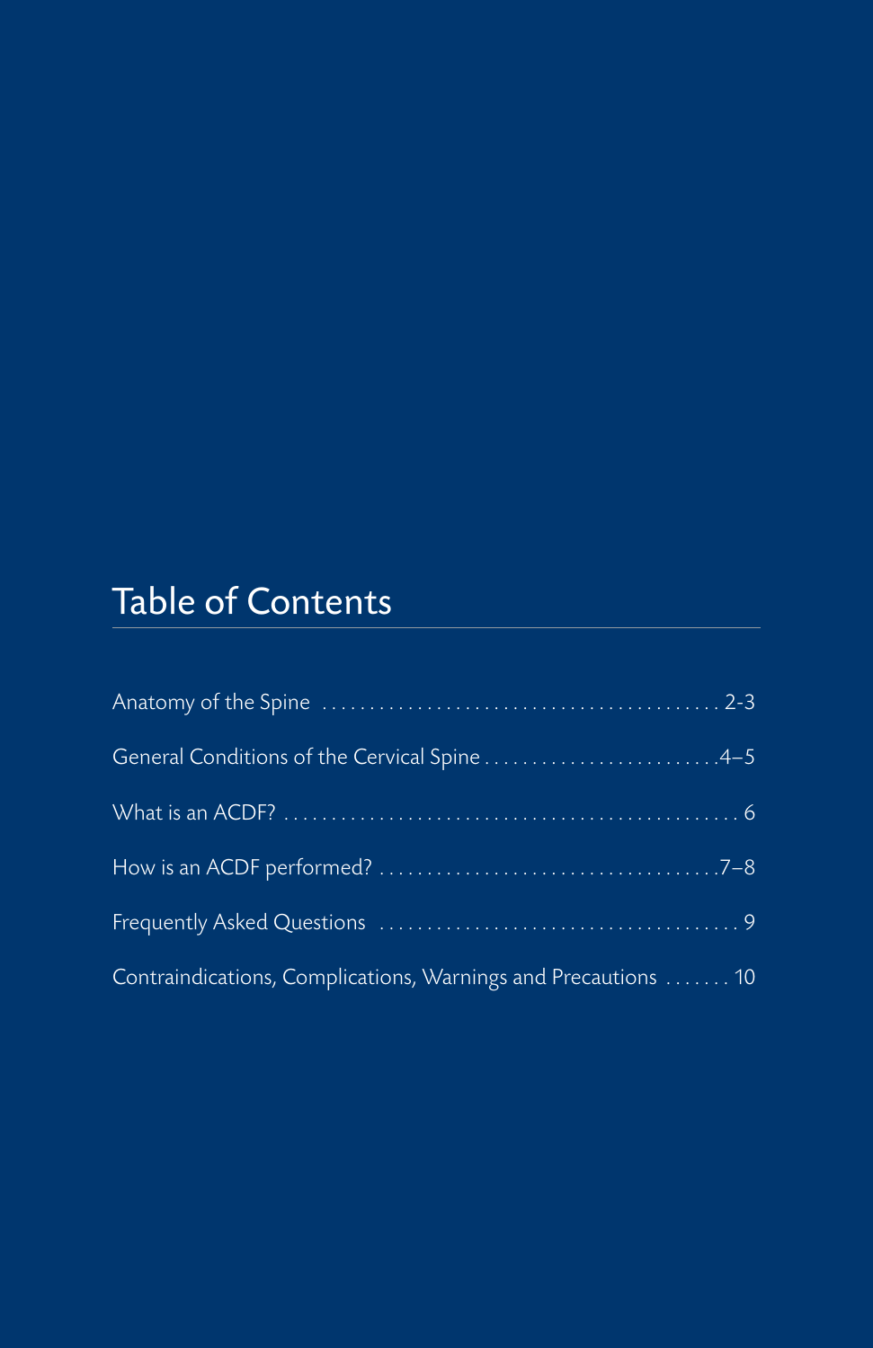## Table of Contents

Anatomy of the Spine ........................................ 2-3

General Conditions of the Cervical Spine ........................ 4–5

What is an ACDF? ............................................... 6

How is an ACDF performed? .................................... 7–8

Frequently Asked Questions ..................................... 9

Contraindications, Complications, Warnings and Precautions ....... 10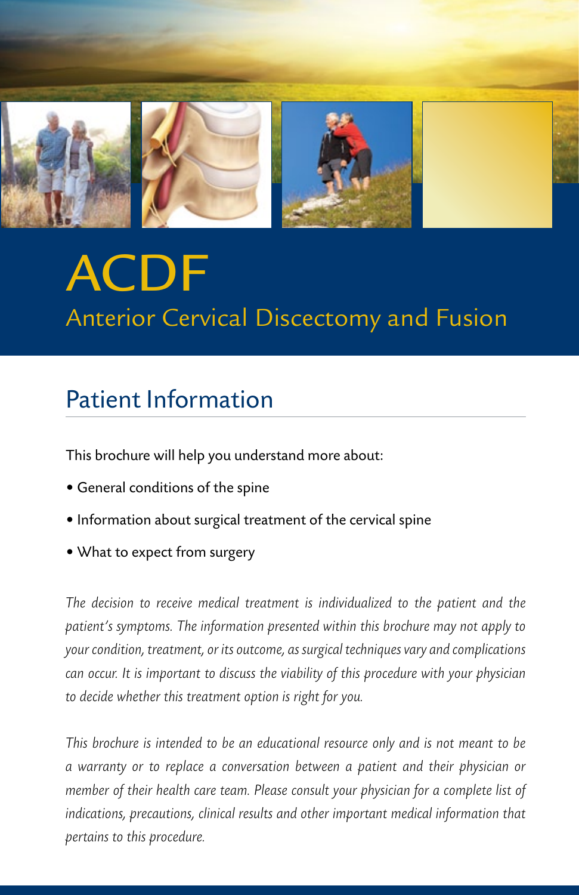# ACDF

## Anterior Cervical Discectomy and Fusion

## Patient Information

This brochure will help you understand more about:

- General conditions of the spine
- Information about surgical treatment of the cervical spine
- What to expect from surgery

*The decision to receive medical treatment is individualized to the patient and the patient's symptoms. The information presented within this brochure may not apply to your condition, treatment, or its outcome, as surgical techniques vary and complications can occur. It is important to discuss the viability of this procedure with your physician to decide whether this treatment option is right for you.*

*This brochure is intended to be an educational resource only and is not meant to be a warranty or to replace a conversation between a patient and their physician or member of their health care team. Please consult your physician for a complete list of indications, precautions, clinical results and other important medical information that pertains to this procedure.*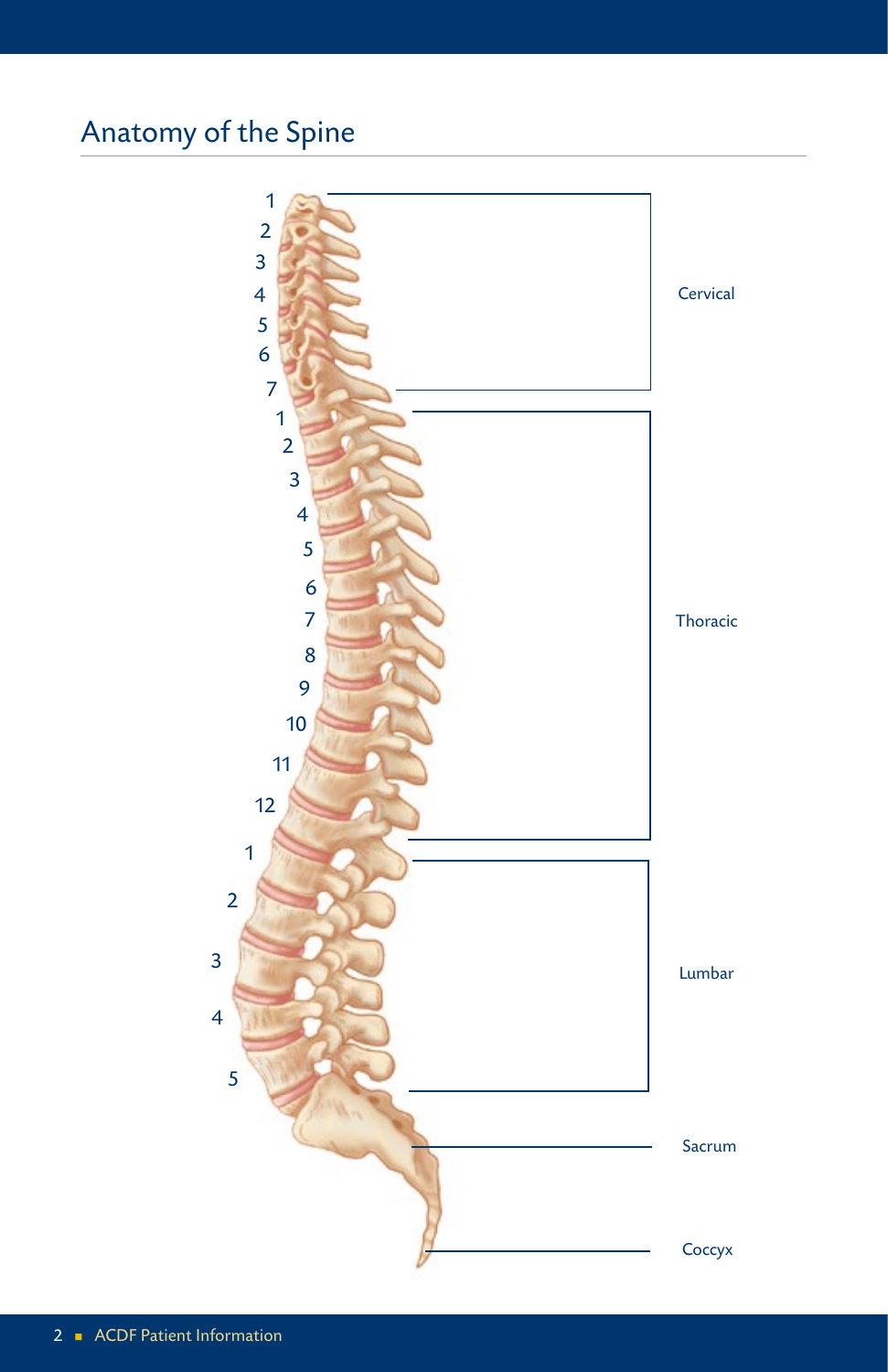# Anatomy of the Spine

Cervical

Thoracic

Lumbar

Sacrum

Coccyx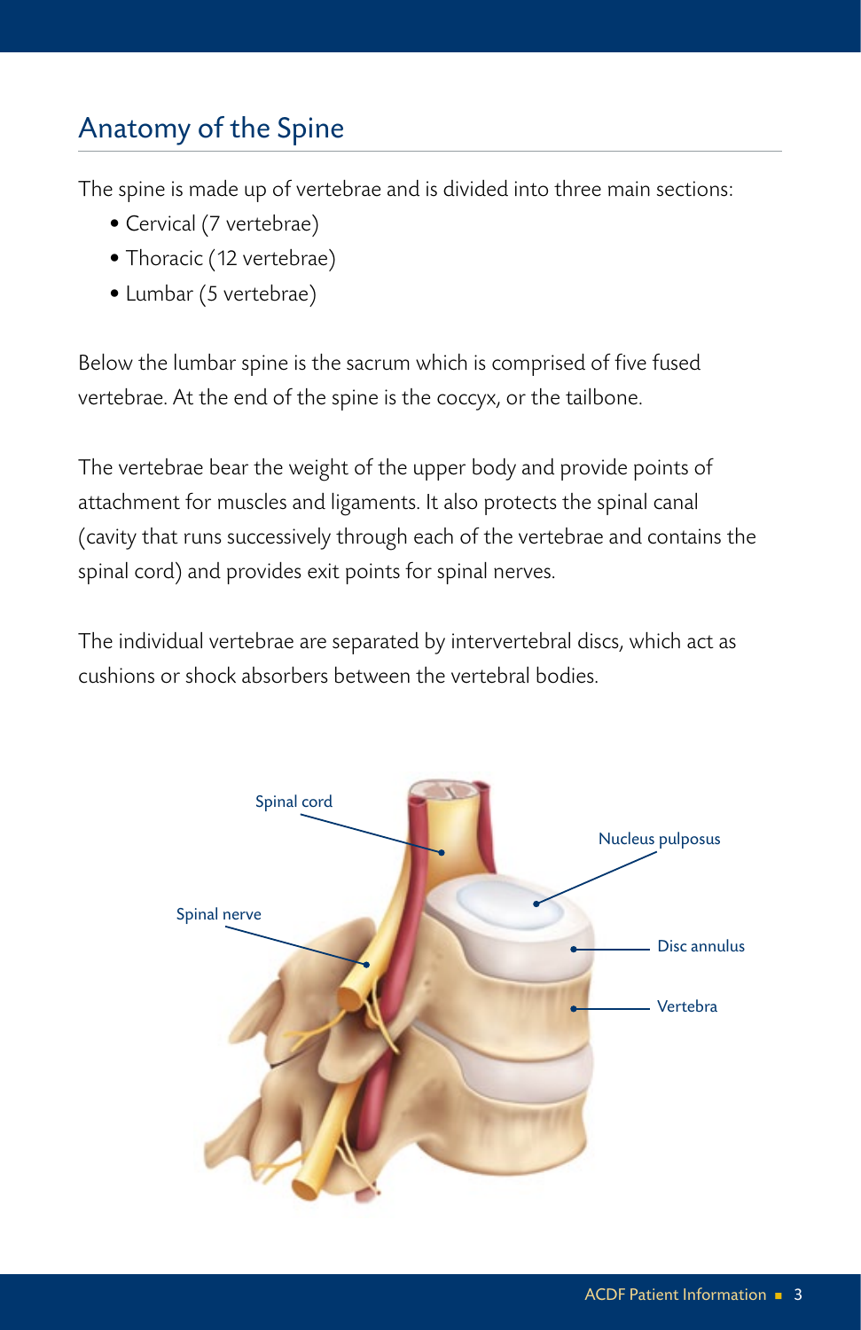## Anatomy of the Spine

The spine is made up of vertebrae and is divided into three main sections:

- Cervical (7 vertebrae)
- Thoracic (12 vertebrae)
- Lumbar (5 vertebrae)

Below the lumbar spine is the sacrum which is comprised of five fused vertebrae. At the end of the spine is the coccyx, or the tailbone.

The vertebrae bear the weight of the upper body and provide points of attachment for muscles and ligaments. It also protects the spinal canal (cavity that runs successively through each of the vertebrae and contains the spinal cord) and provides exit points for spinal nerves.

The individual vertebrae are separated by intervertebral discs, which act as cushions or shock absorbers between the vertebral bodies.

Spinal cord

Nucleus pulposus

Spinal nerve

Disc annulus

Vertebra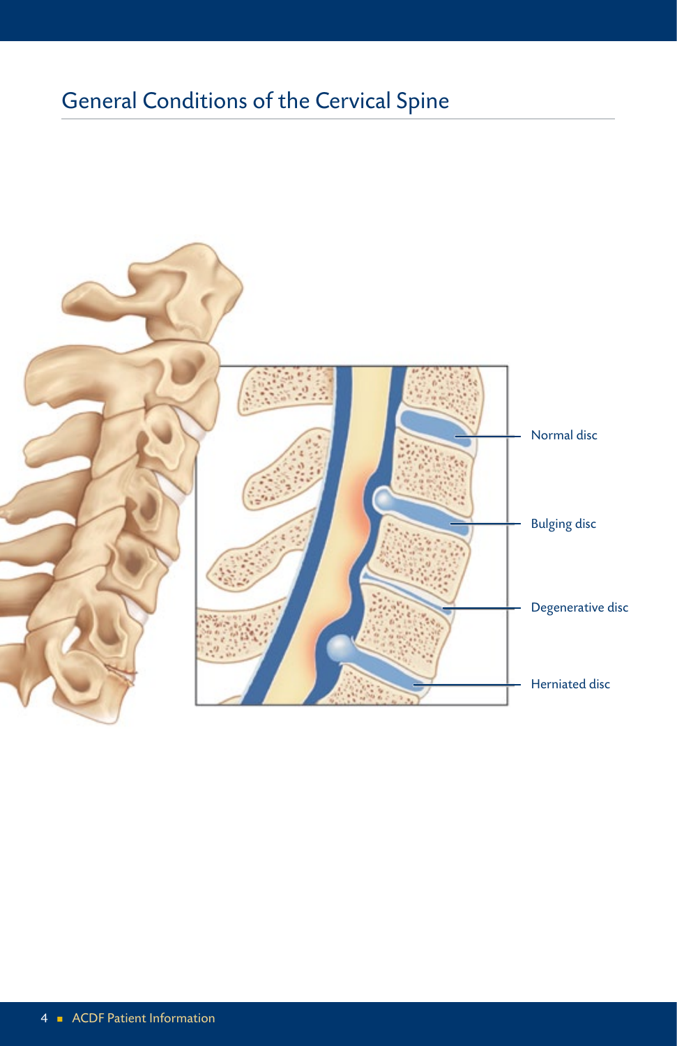# General Conditions of the Cervical Spine

Normal disc

Bulging disc

Degenerative disc

Herniated disc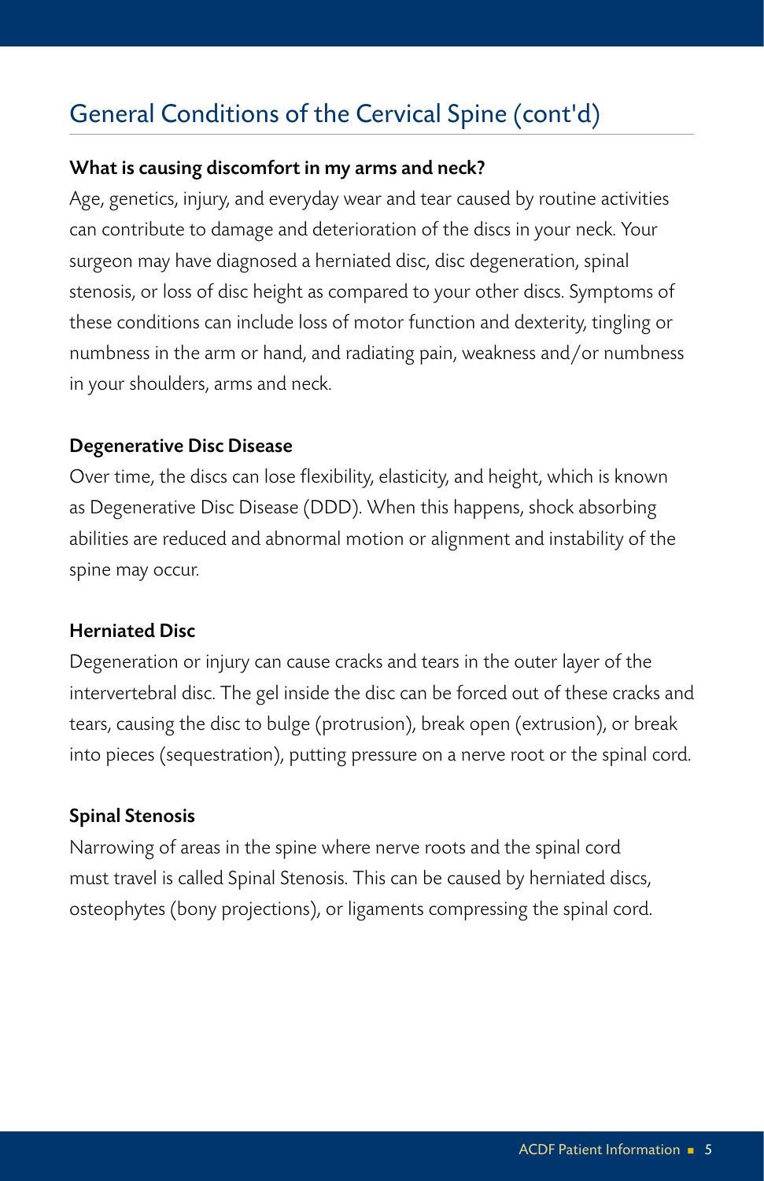## General Conditions of the Cervical Spine (cont'd)

**What is causing discomfort in my arms and neck?**

Age, genetics, injury, and everyday wear and tear caused by routine activities can contribute to damage and deterioration of the discs in your neck. Your surgeon may have diagnosed a herniated disc, disc degeneration, spinal stenosis, or loss of disc height as compared to your other discs. Symptoms of these conditions can include loss of motor function and dexterity, tingling or numbness in the arm or hand, and radiating pain, weakness and/or numbness in your shoulders, arms and neck.

**Degenerative Disc Disease**

Over time, the discs can lose flexibility, elasticity, and height, which is known as Degenerative Disc Disease (DDD). When this happens, shock absorbing abilities are reduced and abnormal motion or alignment and instability of the spine may occur.

**Herniated Disc**

Degeneration or injury can cause cracks and tears in the outer layer of the intervertebral disc. The gel inside the disc can be forced out of these cracks and tears, causing the disc to bulge (protrusion), break open (extrusion), or break into pieces (sequestration), putting pressure on a nerve root or the spinal cord.

**Spinal Stenosis**

Narrowing of areas in the spine where nerve roots and the spinal cord must travel is called Spinal Stenosis. This can be caused by herniated discs, osteophytes (bony projections), or ligaments compressing the spinal cord.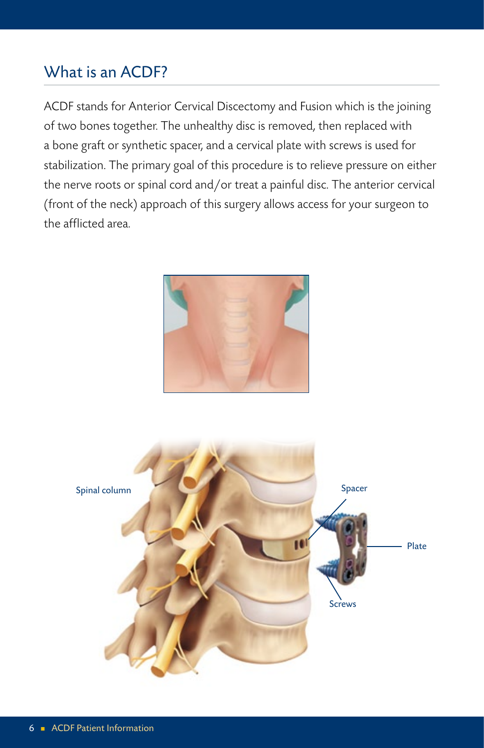## What is an ACDF?

ACDF stands for Anterior Cervical Discectomy and Fusion which is the joining of two bones together. The unhealthy disc is removed, then replaced with a bone graft or synthetic spacer, and a cervical plate with screws is used for stabilization. The primary goal of this procedure is to relieve pressure on either the nerve roots or spinal cord and/or treat a painful disc. The anterior cervical (front of the neck) approach of this surgery allows access for your surgeon to the afflicted area.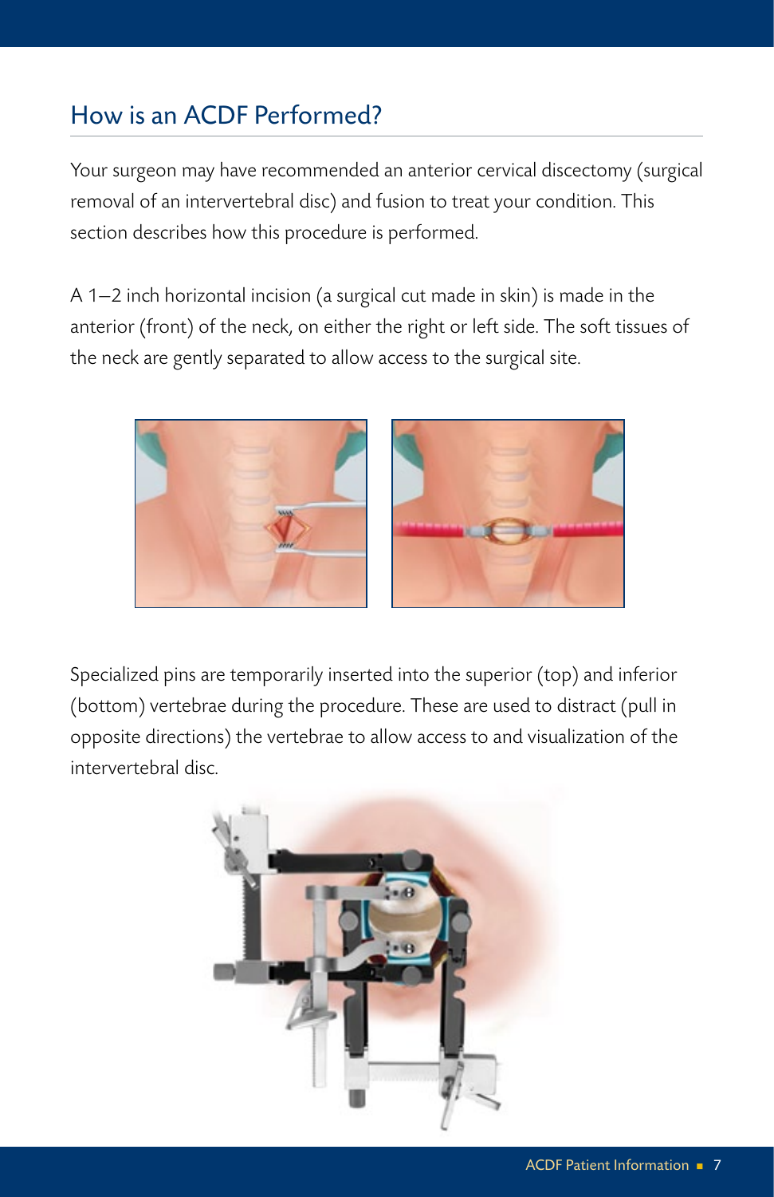## How is an ACDF Performed?

Your surgeon may have recommended an anterior cervical discectomy (surgical removal of an intervertebral disc) and fusion to treat your condition. This section describes how this procedure is performed.

A 1–2 inch horizontal incision (a surgical cut made in skin) is made in the anterior (front) of the neck, on either the right or left side. The soft tissues of the neck are gently separated to allow access to the surgical site.

Specialized pins are temporarily inserted into the superior (top) and inferior (bottom) vertebrae during the procedure. These are used to distract (pull in opposite directions) the vertebrae to allow access to and visualization of the intervertebral disc.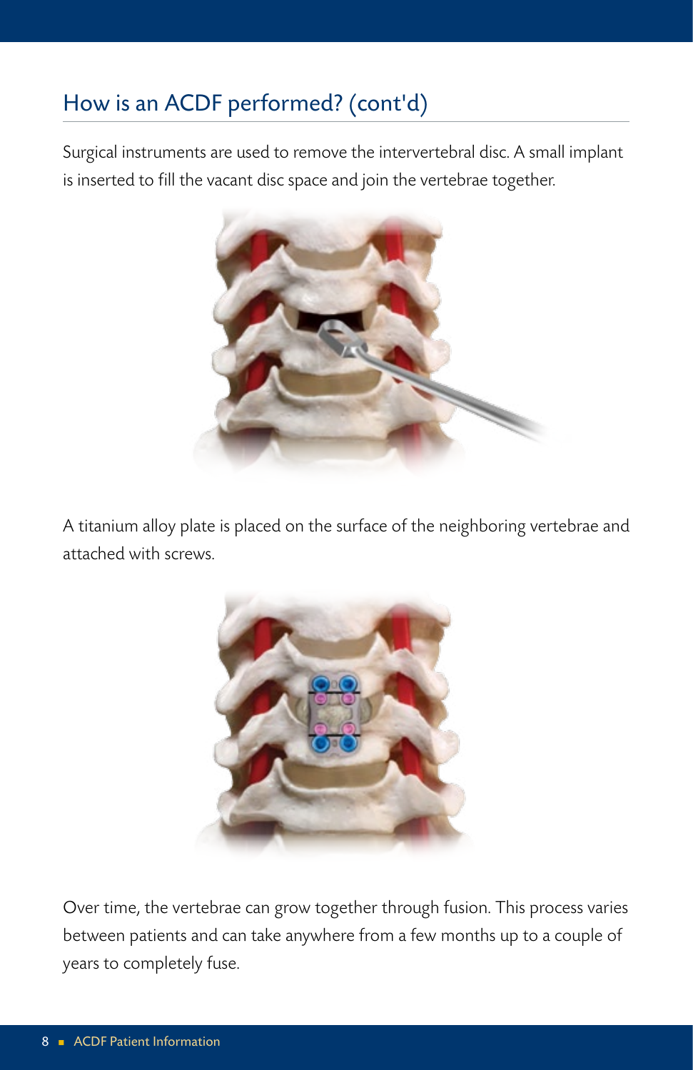## How is an ACDF performed? (cont'd)

Surgical instruments are used to remove the intervertebral disc. A small implant is inserted to fill the vacant disc space and join the vertebrae together.

A titanium alloy plate is placed on the surface of the neighboring vertebrae and attached with screws.

Over time, the vertebrae can grow together through fusion. This process varies between patients and can take anywhere from a few months up to a couple of years to completely fuse.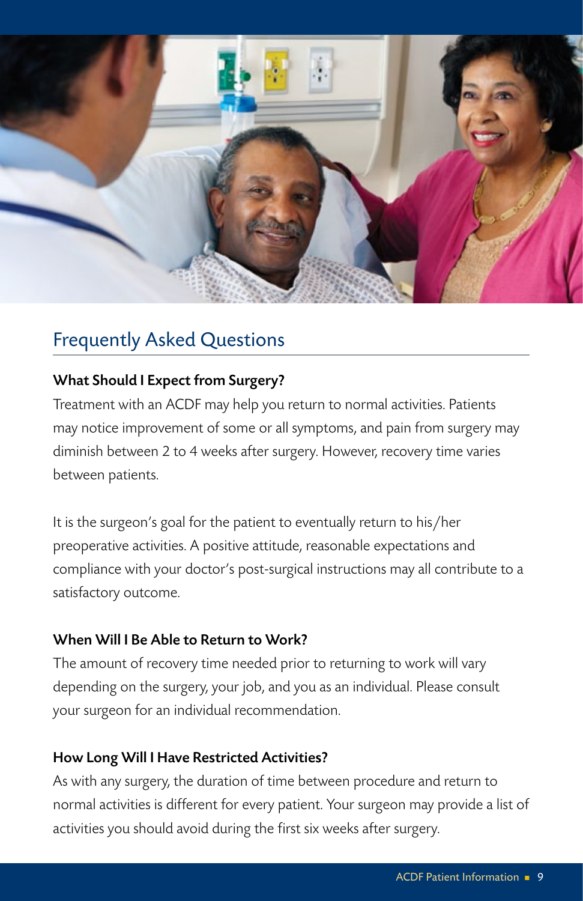## Frequently Asked Questions

**What Should I Expect from Surgery?**

Treatment with an ACDF may help you return to normal activities. Patients may notice improvement of some or all symptoms, and pain from surgery may diminish between 2 to 4 weeks after surgery. However, recovery time varies between patients.

It is the surgeon's goal for the patient to eventually return to his/her preoperative activities. A positive attitude, reasonable expectations and compliance with your doctor's post-surgical instructions may all contribute to a satisfactory outcome.

**When Will I Be Able to Return to Work?**

The amount of recovery time needed prior to returning to work will vary depending on the surgery, your job, and you as an individual. Please consult your surgeon for an individual recommendation.

**How Long Will I Have Restricted Activities?**

As with any surgery, the duration of time between procedure and return to normal activities is different for every patient. Your surgeon may provide a list of activities you should avoid during the first six weeks after surgery.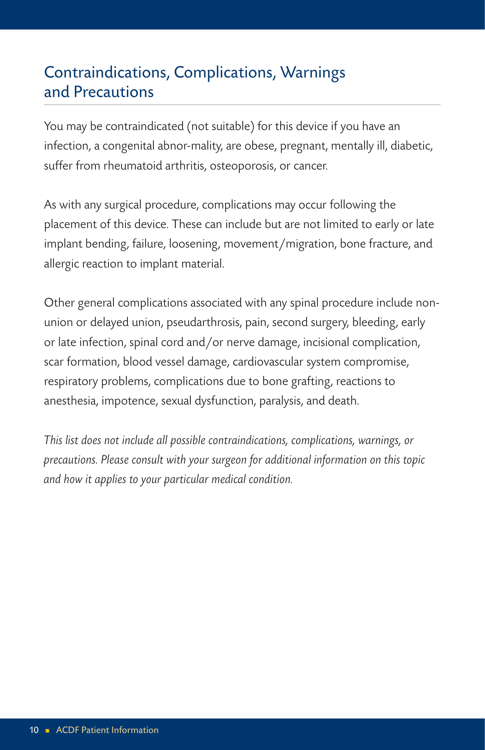## Contraindications, Complications, Warnings and Precautions

You may be contraindicated (not suitable) for this device if you have an infection, a congenital abnor-mality, are obese, pregnant, mentally ill, diabetic, suffer from rheumatoid arthritis, osteoporosis, or cancer.

As with any surgical procedure, complications may occur following the placement of this device. These can include but are not limited to early or late implant bending, failure, loosening, movement/migration, bone fracture, and allergic reaction to implant material.

Other general complications associated with any spinal procedure include non-union or delayed union, pseudarthrosis, pain, second surgery, bleeding, early or late infection, spinal cord and/or nerve damage, incisional complication, scar formation, blood vessel damage, cardiovascular system compromise, respiratory problems, complications due to bone grafting, reactions to anesthesia, impotence, sexual dysfunction, paralysis, and death.

*This list does not include all possible contraindications, complications, warnings, or precautions. Please consult with your surgeon for additional information on this topic and how it applies to your particular medical condition.*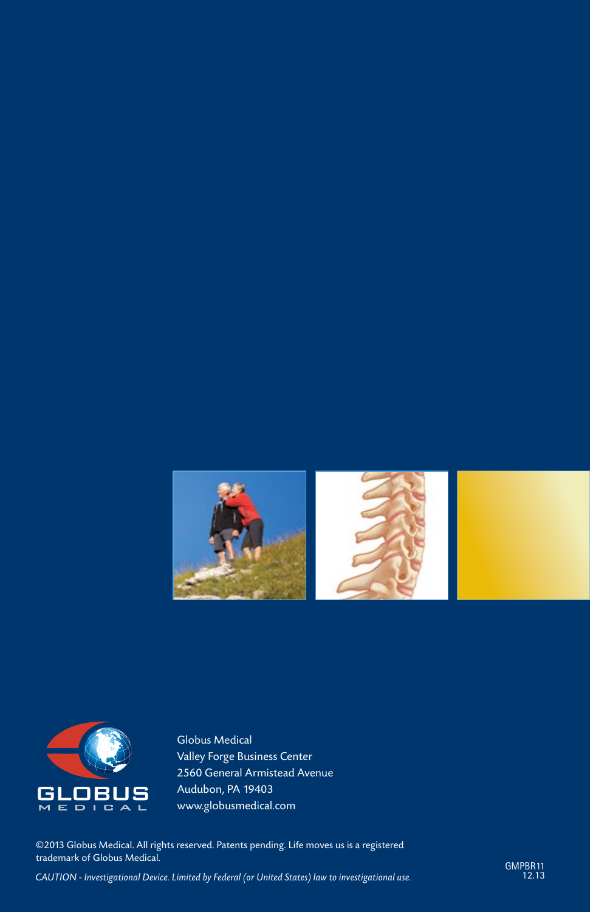GLOBUS MEDICAL

Globus Medical
Valley Forge Business Center
2560 General Armistead Avenue
Audubon, PA 19403
www.globusmedical.com

©2013 Globus Medical. All rights reserved. Patents pending. Life moves us is a registered trademark of Globus Medical.

*CAUTION - Investigational Device. Limited by Federal (or United States) law to investigational use.*

GMPBR11
12.13